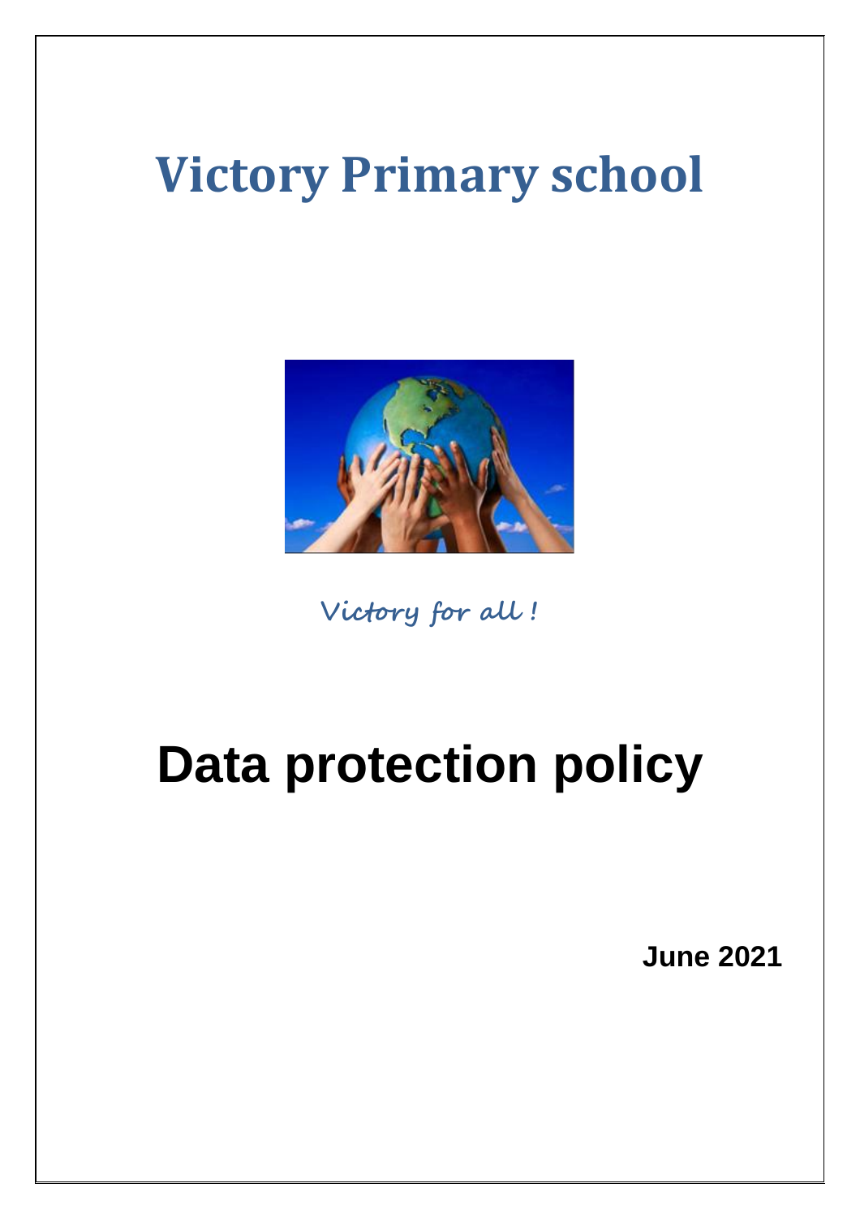# Victory Primary school

*Victory for all !*

# Data protection policy

**June 2021**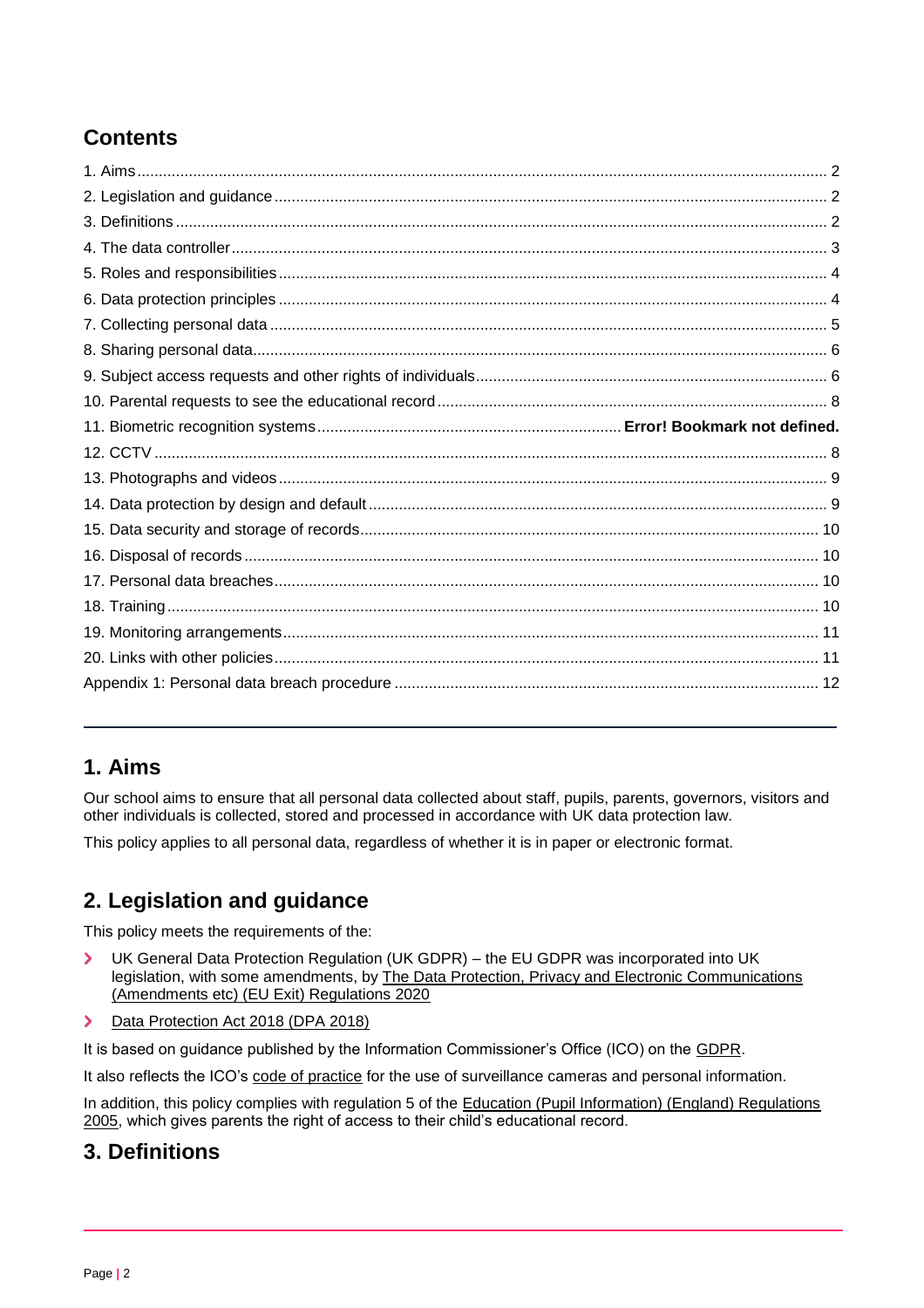## Contents

1. Aims .......... 2
2. Legislation and guidance .......... 2
3. Definitions .......... 2
4. The data controller .......... 3
5. Roles and responsibilities .......... 4
6. Data protection principles .......... 4
7. Collecting personal data .......... 5
8. Sharing personal data .......... 6
9. Subject access requests and other rights of individuals .......... 6
10. Parental requests to see the educational record .......... 8
11. Biometric recognition systems .......... **Error! Bookmark not defined.**
12. CCTV .......... 8
13. Photographs and videos .......... 9
14. Data protection by design and default .......... 9
15. Data security and storage of records .......... 10
16. Disposal of records .......... 10
17. Personal data breaches .......... 10
18. Training .......... 10
19. Monitoring arrangements .......... 11
20. Links with other policies .......... 11

Appendix 1: Personal data breach procedure .......... 12

---

## 1. Aims

Our school aims to ensure that all personal data collected about staff, pupils, parents, governors, visitors and other individuals is collected, stored and processed in accordance with UK data protection law.

This policy applies to all personal data, regardless of whether it is in paper or electronic format.

## 2. Legislation and guidance

This policy meets the requirements of the:

- UK General Data Protection Regulation (UK GDPR) – the EU GDPR was incorporated into UK legislation, with some amendments, by The Data Protection, Privacy and Electronic Communications (Amendments etc) (EU Exit) Regulations 2020
- Data Protection Act 2018 (DPA 2018)

It is based on guidance published by the Information Commissioner's Office (ICO) on the GDPR.

It also reflects the ICO's code of practice for the use of surveillance cameras and personal information.

In addition, this policy complies with regulation 5 of the Education (Pupil Information) (England) Regulations 2005, which gives parents the right of access to their child's educational record.

## 3. Definitions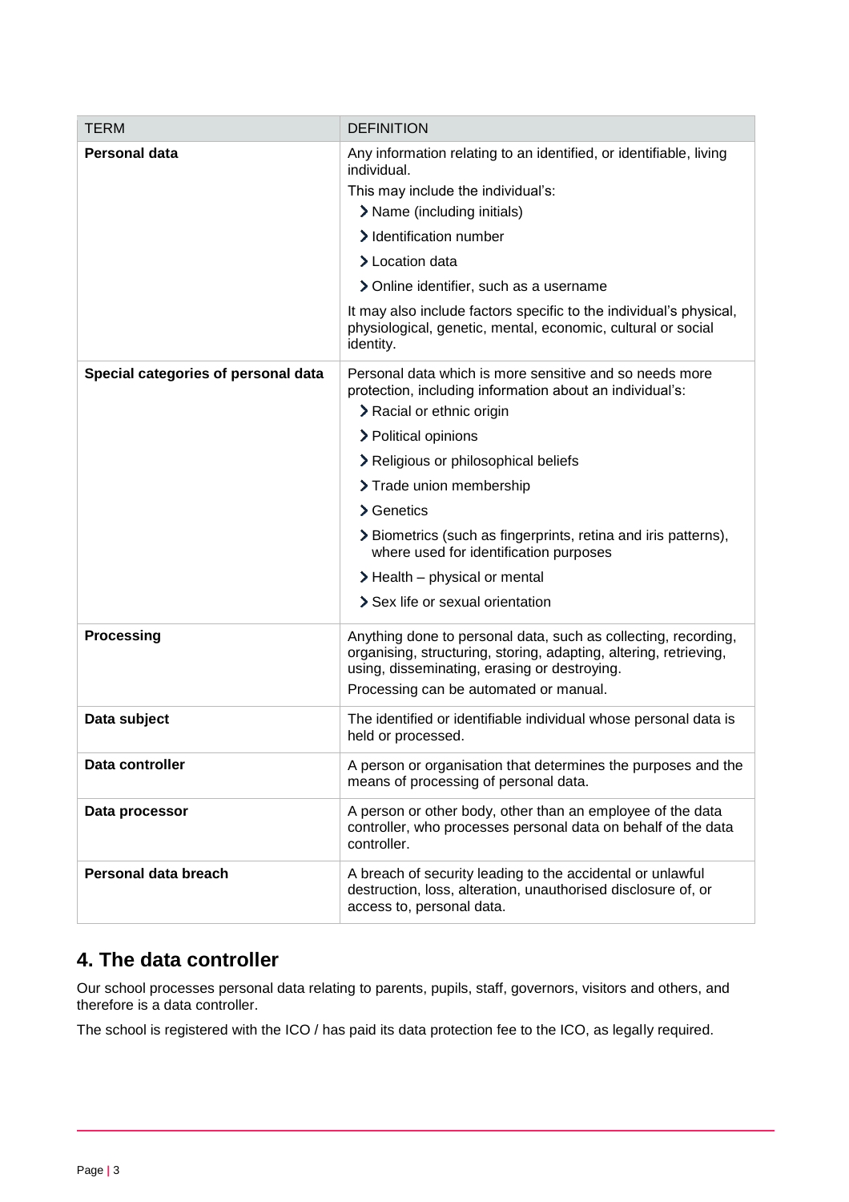| TERM | DEFINITION |
| --- | --- |
| **Personal data** | Any information relating to an identified, or identifiable, living individual.<br>This may include the individual's:<br>› Name (including initials)<br>› Identification number<br>› Location data<br>› Online identifier, such as a username<br>It may also include factors specific to the individual's physical, physiological, genetic, mental, economic, cultural or social identity. |
| **Special categories of personal data** | Personal data which is more sensitive and so needs more protection, including information about an individual's:<br>› Racial or ethnic origin<br>› Political opinions<br>› Religious or philosophical beliefs<br>› Trade union membership<br>› Genetics<br>› Biometrics (such as fingerprints, retina and iris patterns), where used for identification purposes<br>› Health – physical or mental<br>› Sex life or sexual orientation |
| **Processing** | Anything done to personal data, such as collecting, recording, organising, structuring, storing, adapting, altering, retrieving, using, disseminating, erasing or destroying.<br>Processing can be automated or manual. |
| **Data subject** | The identified or identifiable individual whose personal data is held or processed. |
| **Data controller** | A person or organisation that determines the purposes and the means of processing of personal data. |
| **Data processor** | A person or other body, other than an employee of the data controller, who processes personal data on behalf of the data controller. |
| **Personal data breach** | A breach of security leading to the accidental or unlawful destruction, loss, alteration, unauthorised disclosure of, or access to, personal data. |

## 4. The data controller

Our school processes personal data relating to parents, pupils, staff, governors, visitors and others, and therefore is a data controller.

The school is registered with the ICO / has paid its data protection fee to the ICO, as legally required.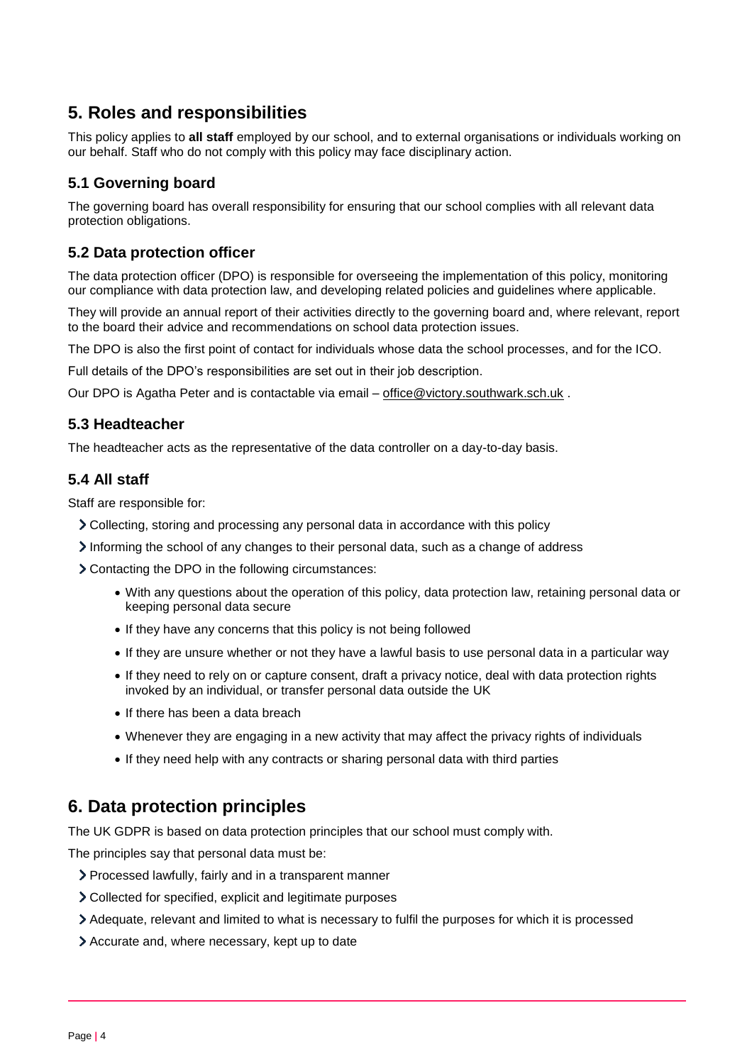## 5. Roles and responsibilities

This policy applies to **all staff** employed by our school, and to external organisations or individuals working on our behalf. Staff who do not comply with this policy may face disciplinary action.

### 5.1 Governing board

The governing board has overall responsibility for ensuring that our school complies with all relevant data protection obligations.

### 5.2 Data protection officer

The data protection officer (DPO) is responsible for overseeing the implementation of this policy, monitoring our compliance with data protection law, and developing related policies and guidelines where applicable.

They will provide an annual report of their activities directly to the governing board and, where relevant, report to the board their advice and recommendations on school data protection issues.

The DPO is also the first point of contact for individuals whose data the school processes, and for the ICO.

Full details of the DPO's responsibilities are set out in their job description.

Our DPO is Agatha Peter and is contactable via email – office@victory.southwark.sch.uk .

### 5.3 Headteacher

The headteacher acts as the representative of the data controller on a day-to-day basis.

### 5.4 All staff

Staff are responsible for:

- Collecting, storing and processing any personal data in accordance with this policy
- Informing the school of any changes to their personal data, such as a change of address
- Contacting the DPO in the following circumstances:
    - With any questions about the operation of this policy, data protection law, retaining personal data or keeping personal data secure
    - If they have any concerns that this policy is not being followed
    - If they are unsure whether or not they have a lawful basis to use personal data in a particular way
    - If they need to rely on or capture consent, draft a privacy notice, deal with data protection rights invoked by an individual, or transfer personal data outside the UK
    - If there has been a data breach
    - Whenever they are engaging in a new activity that may affect the privacy rights of individuals
    - If they need help with any contracts or sharing personal data with third parties

## 6. Data protection principles

The UK GDPR is based on data protection principles that our school must comply with.

The principles say that personal data must be:

- Processed lawfully, fairly and in a transparent manner
- Collected for specified, explicit and legitimate purposes
- Adequate, relevant and limited to what is necessary to fulfil the purposes for which it is processed
- Accurate and, where necessary, kept up to date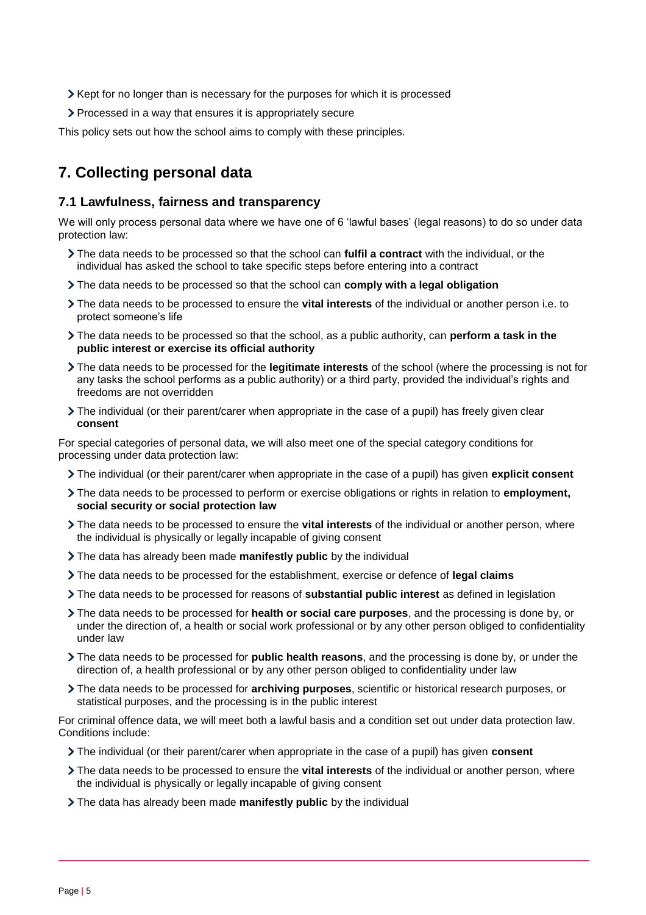- Kept for no longer than is necessary for the purposes for which it is processed
- Processed in a way that ensures it is appropriately secure

This policy sets out how the school aims to comply with these principles.

## 7. Collecting personal data

### 7.1 Lawfulness, fairness and transparency

We will only process personal data where we have one of 6 'lawful bases' (legal reasons) to do so under data protection law:

- The data needs to be processed so that the school can **fulfil a contract** with the individual, or the individual has asked the school to take specific steps before entering into a contract
- The data needs to be processed so that the school can **comply with a legal obligation**
- The data needs to be processed to ensure the **vital interests** of the individual or another person i.e. to protect someone's life
- The data needs to be processed so that the school, as a public authority, can **perform a task in the public interest or exercise its official authority**
- The data needs to be processed for the **legitimate interests** of the school (where the processing is not for any tasks the school performs as a public authority) or a third party, provided the individual's rights and freedoms are not overridden
- The individual (or their parent/carer when appropriate in the case of a pupil) has freely given clear **consent**

For special categories of personal data, we will also meet one of the special category conditions for processing under data protection law:

- The individual (or their parent/carer when appropriate in the case of a pupil) has given **explicit consent**
- The data needs to be processed to perform or exercise obligations or rights in relation to **employment, social security or social protection law**
- The data needs to be processed to ensure the **vital interests** of the individual or another person, where the individual is physically or legally incapable of giving consent
- The data has already been made **manifestly public** by the individual
- The data needs to be processed for the establishment, exercise or defence of **legal claims**
- The data needs to be processed for reasons of **substantial public interest** as defined in legislation
- The data needs to be processed for **health or social care purposes**, and the processing is done by, or under the direction of, a health or social work professional or by any other person obliged to confidentiality under law
- The data needs to be processed for **public health reasons**, and the processing is done by, or under the direction of, a health professional or by any other person obliged to confidentiality under law
- The data needs to be processed for **archiving purposes**, scientific or historical research purposes, or statistical purposes, and the processing is in the public interest

For criminal offence data, we will meet both a lawful basis and a condition set out under data protection law. Conditions include:

- The individual (or their parent/carer when appropriate in the case of a pupil) has given **consent**
- The data needs to be processed to ensure the **vital interests** of the individual or another person, where the individual is physically or legally incapable of giving consent
- The data has already been made **manifestly public** by the individual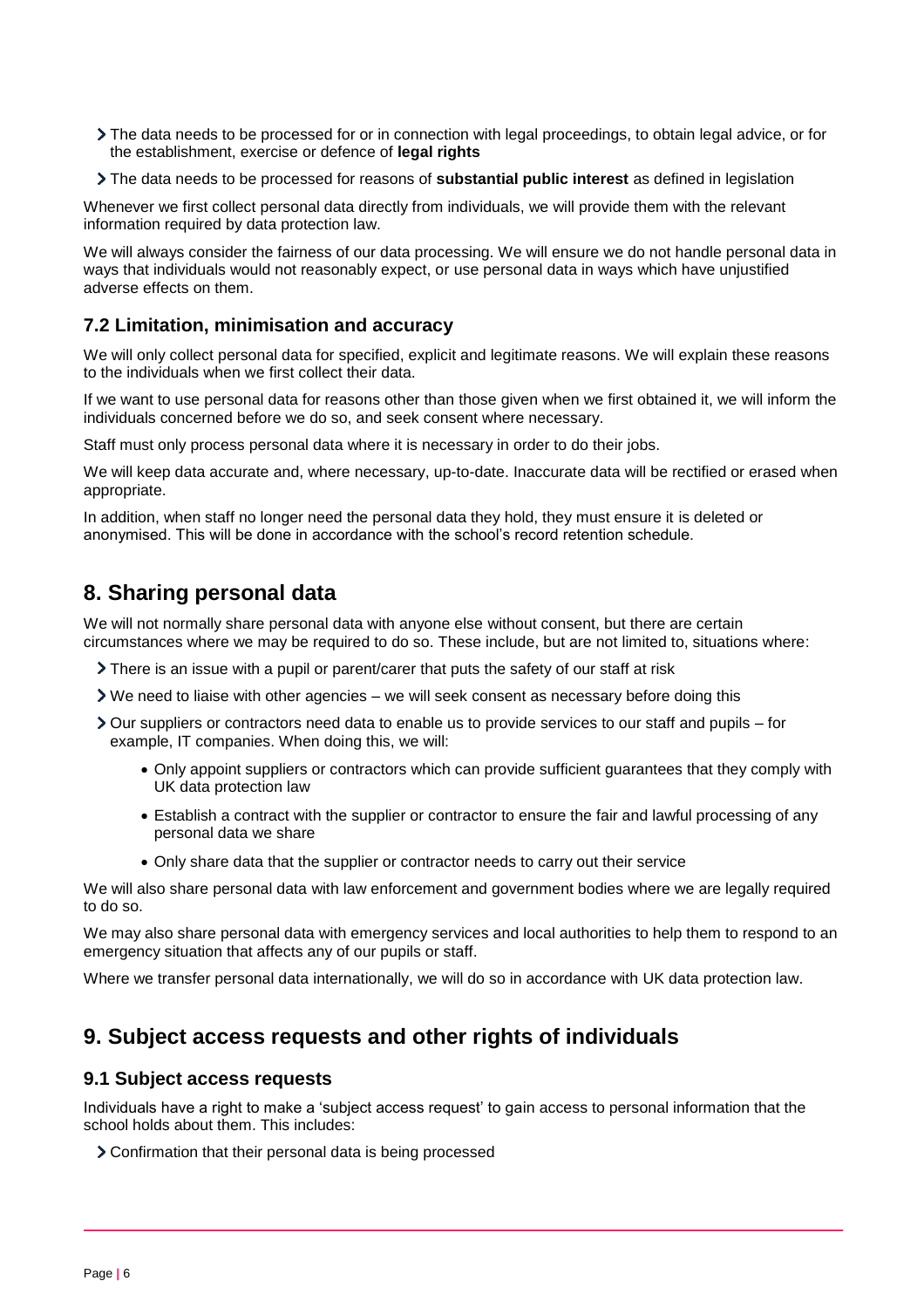- The data needs to be processed for or in connection with legal proceedings, to obtain legal advice, or for the establishment, exercise or defence of **legal rights**
- The data needs to be processed for reasons of **substantial public interest** as defined in legislation

Whenever we first collect personal data directly from individuals, we will provide them with the relevant information required by data protection law.

We will always consider the fairness of our data processing. We will ensure we do not handle personal data in ways that individuals would not reasonably expect, or use personal data in ways which have unjustified adverse effects on them.

### 7.2 Limitation, minimisation and accuracy

We will only collect personal data for specified, explicit and legitimate reasons. We will explain these reasons to the individuals when we first collect their data.

If we want to use personal data for reasons other than those given when we first obtained it, we will inform the individuals concerned before we do so, and seek consent where necessary.

Staff must only process personal data where it is necessary in order to do their jobs.

We will keep data accurate and, where necessary, up-to-date. Inaccurate data will be rectified or erased when appropriate.

In addition, when staff no longer need the personal data they hold, they must ensure it is deleted or anonymised. This will be done in accordance with the school's record retention schedule.

## 8. Sharing personal data

We will not normally share personal data with anyone else without consent, but there are certain circumstances where we may be required to do so. These include, but are not limited to, situations where:

- There is an issue with a pupil or parent/carer that puts the safety of our staff at risk
- We need to liaise with other agencies – we will seek consent as necessary before doing this
- Our suppliers or contractors need data to enable us to provide services to our staff and pupils – for example, IT companies. When doing this, we will:
  - Only appoint suppliers or contractors which can provide sufficient guarantees that they comply with UK data protection law
  - Establish a contract with the supplier or contractor to ensure the fair and lawful processing of any personal data we share
  - Only share data that the supplier or contractor needs to carry out their service

We will also share personal data with law enforcement and government bodies where we are legally required to do so.

We may also share personal data with emergency services and local authorities to help them to respond to an emergency situation that affects any of our pupils or staff.

Where we transfer personal data internationally, we will do so in accordance with UK data protection law.

## 9. Subject access requests and other rights of individuals

### 9.1 Subject access requests

Individuals have a right to make a 'subject access request' to gain access to personal information that the school holds about them. This includes:

- Confirmation that their personal data is being processed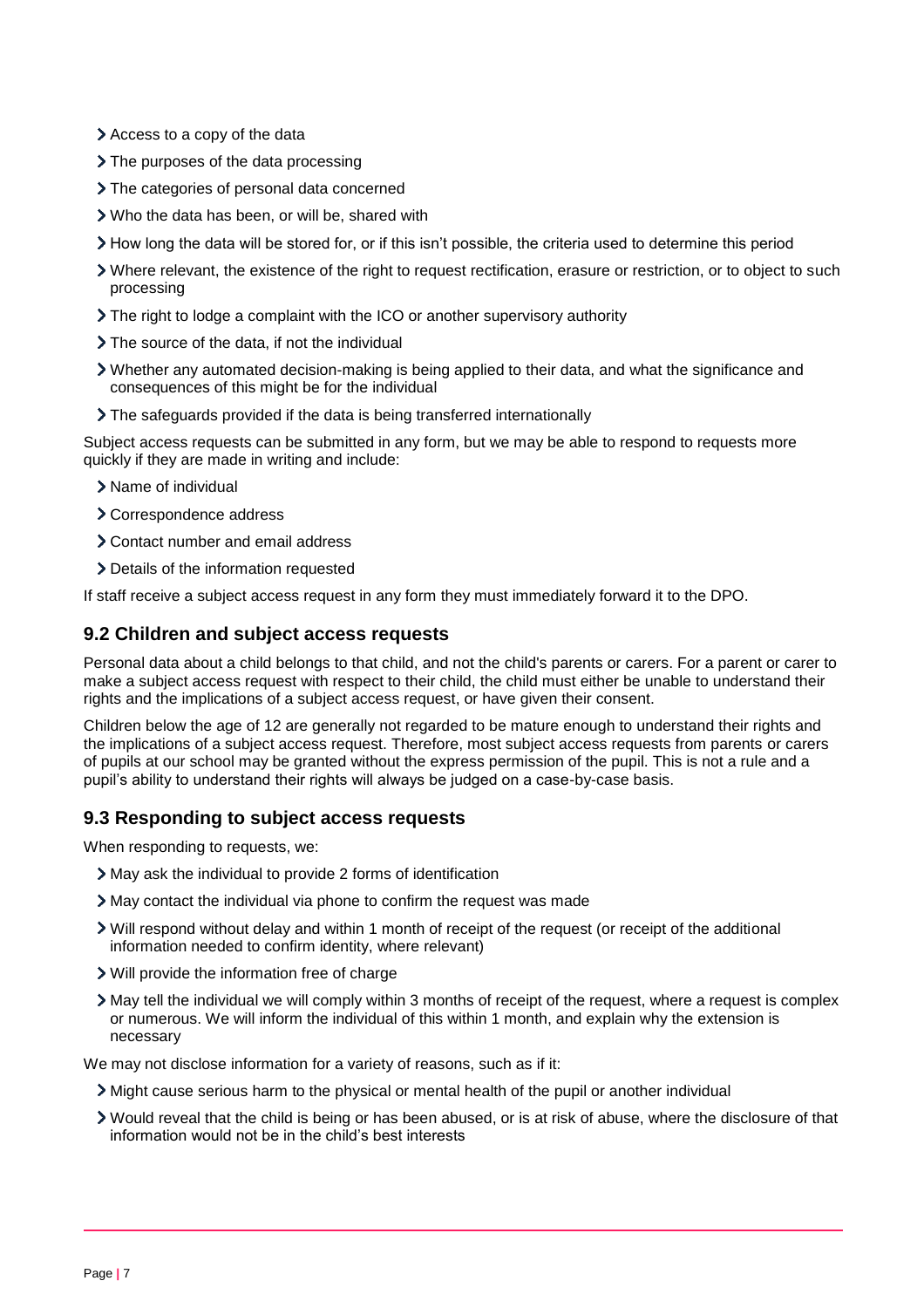- Access to a copy of the data
- The purposes of the data processing
- The categories of personal data concerned
- Who the data has been, or will be, shared with
- How long the data will be stored for, or if this isn't possible, the criteria used to determine this period
- Where relevant, the existence of the right to request rectification, erasure or restriction, or to object to such processing
- The right to lodge a complaint with the ICO or another supervisory authority
- The source of the data, if not the individual
- Whether any automated decision-making is being applied to their data, and what the significance and consequences of this might be for the individual
- The safeguards provided if the data is being transferred internationally

Subject access requests can be submitted in any form, but we may be able to respond to requests more quickly if they are made in writing and include:

- Name of individual
- Correspondence address
- Contact number and email address
- Details of the information requested

If staff receive a subject access request in any form they must immediately forward it to the DPO.

## 9.2 Children and subject access requests

Personal data about a child belongs to that child, and not the child's parents or carers. For a parent or carer to make a subject access request with respect to their child, the child must either be unable to understand their rights and the implications of a subject access request, or have given their consent.

Children below the age of 12 are generally not regarded to be mature enough to understand their rights and the implications of a subject access request. Therefore, most subject access requests from parents or carers of pupils at our school may be granted without the express permission of the pupil. This is not a rule and a pupil's ability to understand their rights will always be judged on a case-by-case basis.

## 9.3 Responding to subject access requests

When responding to requests, we:

- May ask the individual to provide 2 forms of identification
- May contact the individual via phone to confirm the request was made
- Will respond without delay and within 1 month of receipt of the request (or receipt of the additional information needed to confirm identity, where relevant)
- Will provide the information free of charge
- May tell the individual we will comply within 3 months of receipt of the request, where a request is complex or numerous. We will inform the individual of this within 1 month, and explain why the extension is necessary

We may not disclose information for a variety of reasons, such as if it:

- Might cause serious harm to the physical or mental health of the pupil or another individual
- Would reveal that the child is being or has been abused, or is at risk of abuse, where the disclosure of that information would not be in the child's best interests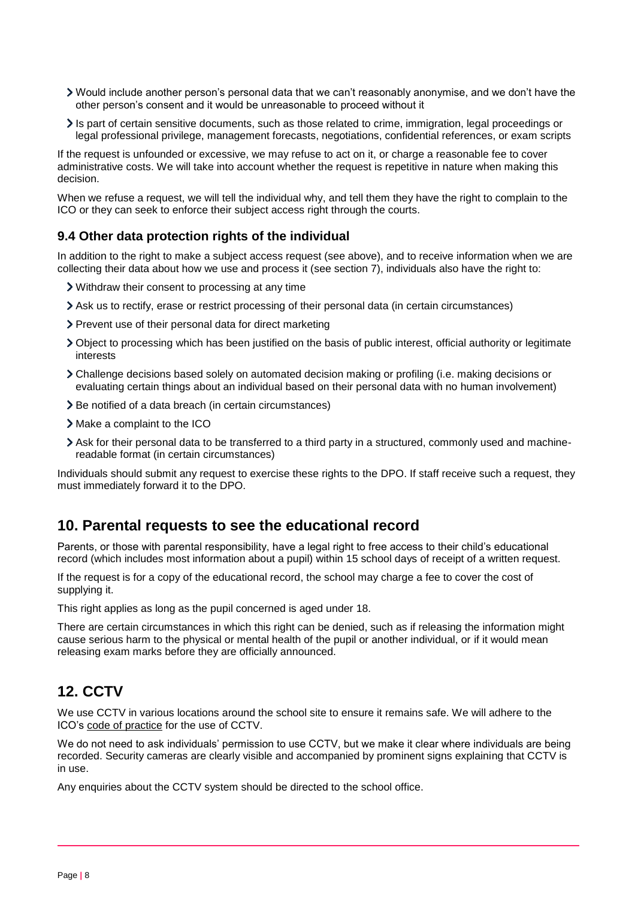- Would include another person's personal data that we can't reasonably anonymise, and we don't have the other person's consent and it would be unreasonable to proceed without it
- Is part of certain sensitive documents, such as those related to crime, immigration, legal proceedings or legal professional privilege, management forecasts, negotiations, confidential references, or exam scripts

If the request is unfounded or excessive, we may refuse to act on it, or charge a reasonable fee to cover administrative costs. We will take into account whether the request is repetitive in nature when making this decision.

When we refuse a request, we will tell the individual why, and tell them they have the right to complain to the ICO or they can seek to enforce their subject access right through the courts.

### 9.4 Other data protection rights of the individual

In addition to the right to make a subject access request (see above), and to receive information when we are collecting their data about how we use and process it (see section 7), individuals also have the right to:

- Withdraw their consent to processing at any time
- Ask us to rectify, erase or restrict processing of their personal data (in certain circumstances)
- Prevent use of their personal data for direct marketing
- Object to processing which has been justified on the basis of public interest, official authority or legitimate interests
- Challenge decisions based solely on automated decision making or profiling (i.e. making decisions or evaluating certain things about an individual based on their personal data with no human involvement)
- Be notified of a data breach (in certain circumstances)
- Make a complaint to the ICO
- Ask for their personal data to be transferred to a third party in a structured, commonly used and machine-readable format (in certain circumstances)

Individuals should submit any request to exercise these rights to the DPO. If staff receive such a request, they must immediately forward it to the DPO.

## 10. Parental requests to see the educational record

Parents, or those with parental responsibility, have a legal right to free access to their child's educational record (which includes most information about a pupil) within 15 school days of receipt of a written request.

If the request is for a copy of the educational record, the school may charge a fee to cover the cost of supplying it.

This right applies as long as the pupil concerned is aged under 18.

There are certain circumstances in which this right can be denied, such as if releasing the information might cause serious harm to the physical or mental health of the pupil or another individual, or if it would mean releasing exam marks before they are officially announced.

## 12. CCTV

We use CCTV in various locations around the school site to ensure it remains safe. We will adhere to the ICO's code of practice for the use of CCTV.

We do not need to ask individuals' permission to use CCTV, but we make it clear where individuals are being recorded. Security cameras are clearly visible and accompanied by prominent signs explaining that CCTV is in use.

Any enquiries about the CCTV system should be directed to the school office.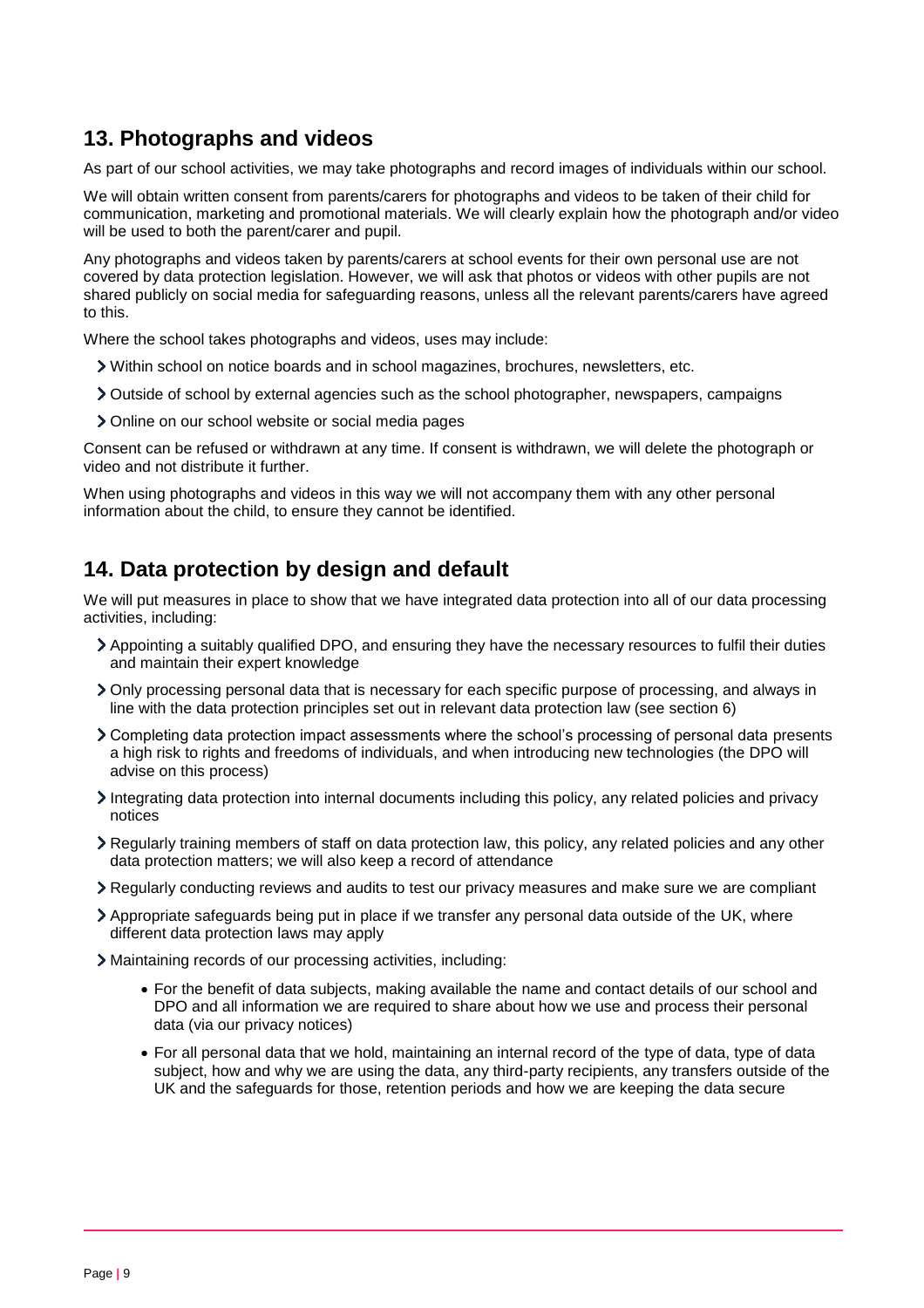## 13. Photographs and videos

As part of our school activities, we may take photographs and record images of individuals within our school.

We will obtain written consent from parents/carers for photographs and videos to be taken of their child for communication, marketing and promotional materials. We will clearly explain how the photograph and/or video will be used to both the parent/carer and pupil.

Any photographs and videos taken by parents/carers at school events for their own personal use are not covered by data protection legislation. However, we will ask that photos or videos with other pupils are not shared publicly on social media for safeguarding reasons, unless all the relevant parents/carers have agreed to this.

Where the school takes photographs and videos, uses may include:

- Within school on notice boards and in school magazines, brochures, newsletters, etc.
- Outside of school by external agencies such as the school photographer, newspapers, campaigns
- Online on our school website or social media pages

Consent can be refused or withdrawn at any time. If consent is withdrawn, we will delete the photograph or video and not distribute it further.

When using photographs and videos in this way we will not accompany them with any other personal information about the child, to ensure they cannot be identified.

## 14. Data protection by design and default

We will put measures in place to show that we have integrated data protection into all of our data processing activities, including:

- Appointing a suitably qualified DPO, and ensuring they have the necessary resources to fulfil their duties and maintain their expert knowledge
- Only processing personal data that is necessary for each specific purpose of processing, and always in line with the data protection principles set out in relevant data protection law (see section 6)
- Completing data protection impact assessments where the school's processing of personal data presents a high risk to rights and freedoms of individuals, and when introducing new technologies (the DPO will advise on this process)
- Integrating data protection into internal documents including this policy, any related policies and privacy notices
- Regularly training members of staff on data protection law, this policy, any related policies and any other data protection matters; we will also keep a record of attendance
- Regularly conducting reviews and audits to test our privacy measures and make sure we are compliant
- Appropriate safeguards being put in place if we transfer any personal data outside of the UK, where different data protection laws may apply
- Maintaining records of our processing activities, including:
  - For the benefit of data subjects, making available the name and contact details of our school and DPO and all information we are required to share about how we use and process their personal data (via our privacy notices)
  - For all personal data that we hold, maintaining an internal record of the type of data, type of data subject, how and why we are using the data, any third-party recipients, any transfers outside of the UK and the safeguards for those, retention periods and how we are keeping the data secure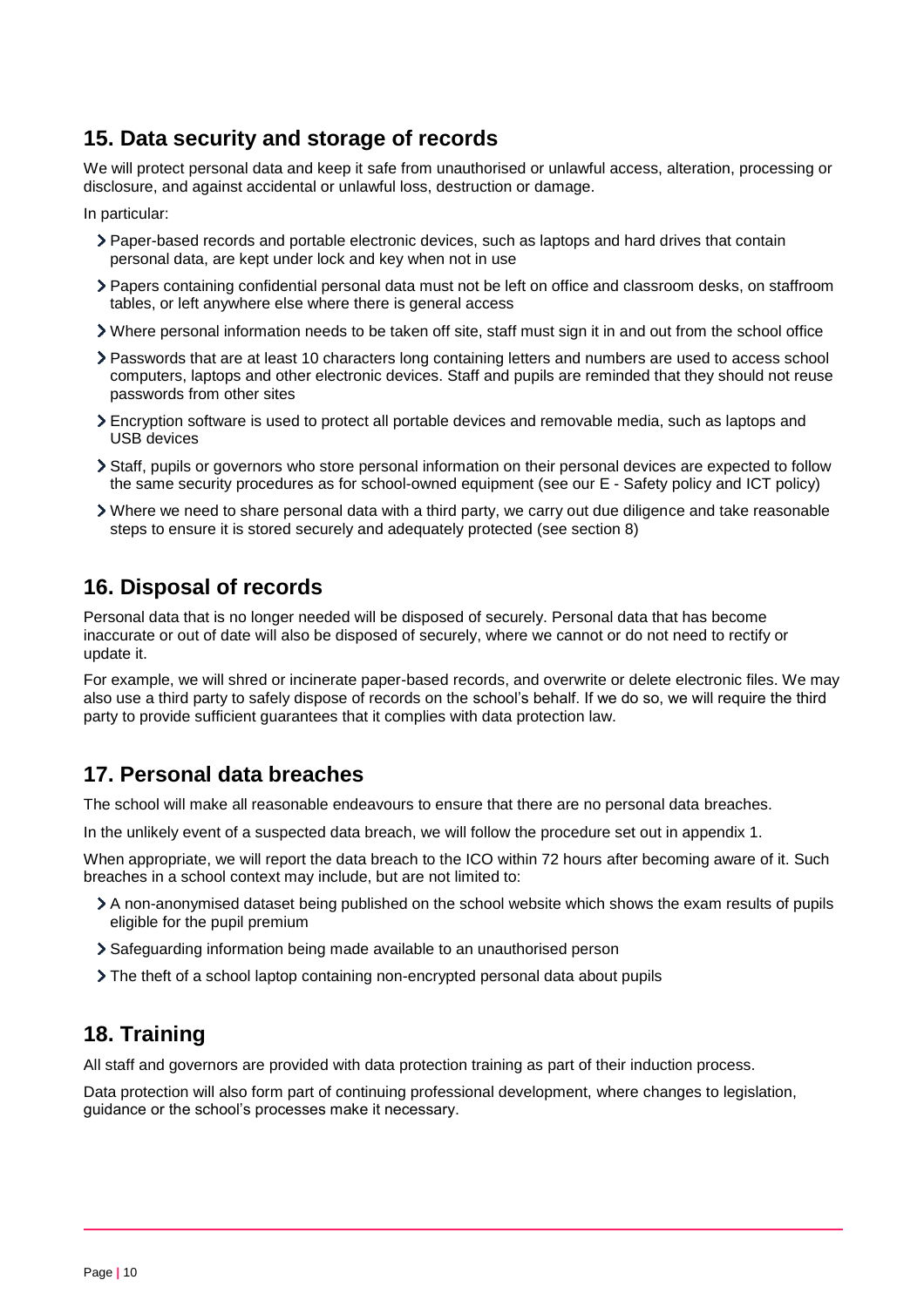## 15. Data security and storage of records

We will protect personal data and keep it safe from unauthorised or unlawful access, alteration, processing or disclosure, and against accidental or unlawful loss, destruction or damage.

In particular:

- Paper-based records and portable electronic devices, such as laptops and hard drives that contain personal data, are kept under lock and key when not in use
- Papers containing confidential personal data must not be left on office and classroom desks, on staffroom tables, or left anywhere else where there is general access
- Where personal information needs to be taken off site, staff must sign it in and out from the school office
- Passwords that are at least 10 characters long containing letters and numbers are used to access school computers, laptops and other electronic devices. Staff and pupils are reminded that they should not reuse passwords from other sites
- Encryption software is used to protect all portable devices and removable media, such as laptops and USB devices
- Staff, pupils or governors who store personal information on their personal devices are expected to follow the same security procedures as for school-owned equipment (see our E - Safety policy and ICT policy)
- Where we need to share personal data with a third party, we carry out due diligence and take reasonable steps to ensure it is stored securely and adequately protected (see section 8)

## 16. Disposal of records

Personal data that is no longer needed will be disposed of securely. Personal data that has become inaccurate or out of date will also be disposed of securely, where we cannot or do not need to rectify or update it.

For example, we will shred or incinerate paper-based records, and overwrite or delete electronic files. We may also use a third party to safely dispose of records on the school's behalf. If we do so, we will require the third party to provide sufficient guarantees that it complies with data protection law.

## 17. Personal data breaches

The school will make all reasonable endeavours to ensure that there are no personal data breaches.

In the unlikely event of a suspected data breach, we will follow the procedure set out in appendix 1.

When appropriate, we will report the data breach to the ICO within 72 hours after becoming aware of it. Such breaches in a school context may include, but are not limited to:

- A non-anonymised dataset being published on the school website which shows the exam results of pupils eligible for the pupil premium
- Safeguarding information being made available to an unauthorised person
- The theft of a school laptop containing non-encrypted personal data about pupils

## 18. Training

All staff and governors are provided with data protection training as part of their induction process.

Data protection will also form part of continuing professional development, where changes to legislation, guidance or the school's processes make it necessary.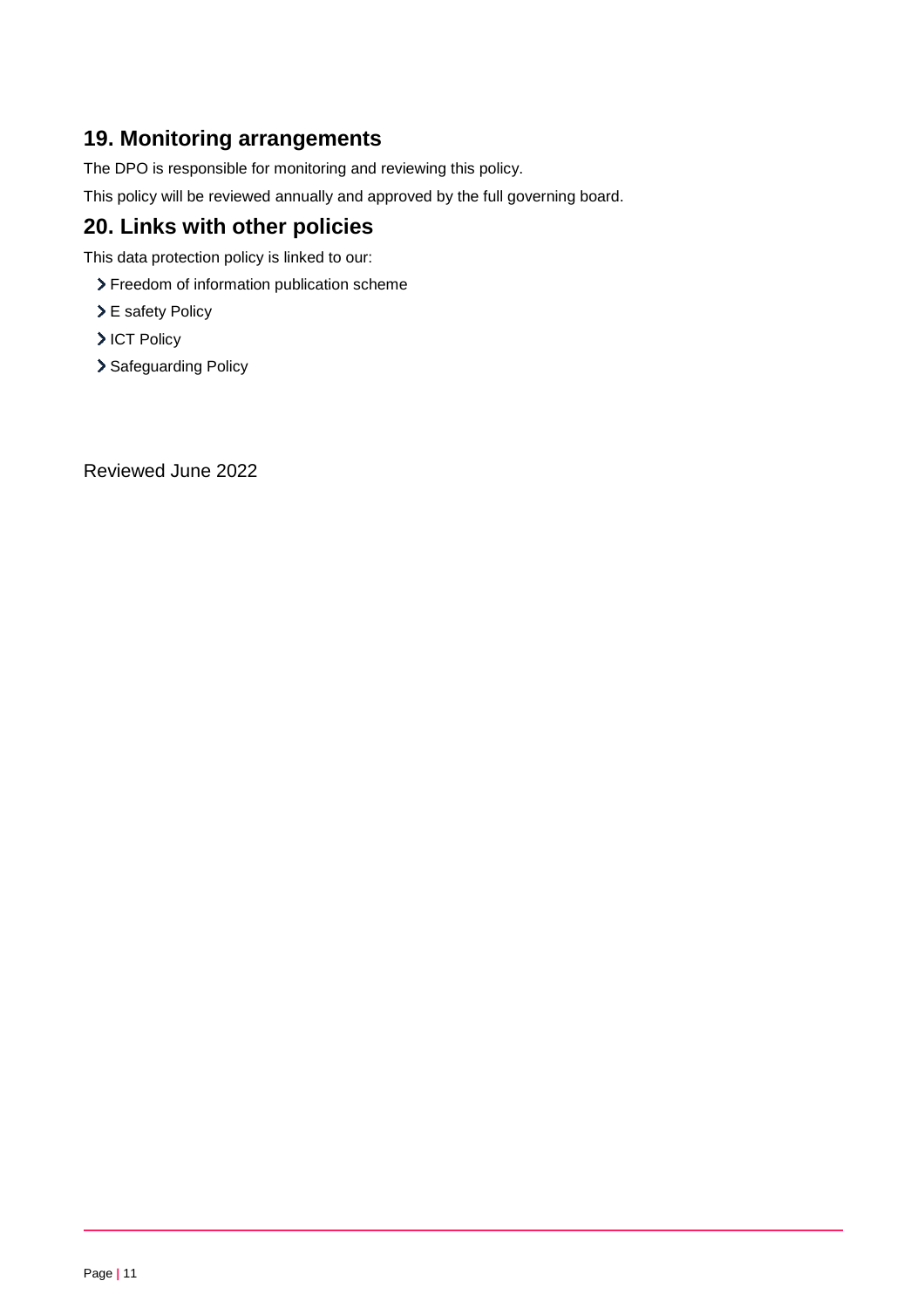## 19. Monitoring arrangements

The DPO is responsible for monitoring and reviewing this policy.

This policy will be reviewed annually and approved by the full governing board.

## 20. Links with other policies

This data protection policy is linked to our:

- Freedom of information publication scheme
- E safety Policy
- ICT Policy
- Safeguarding Policy

Reviewed June 2022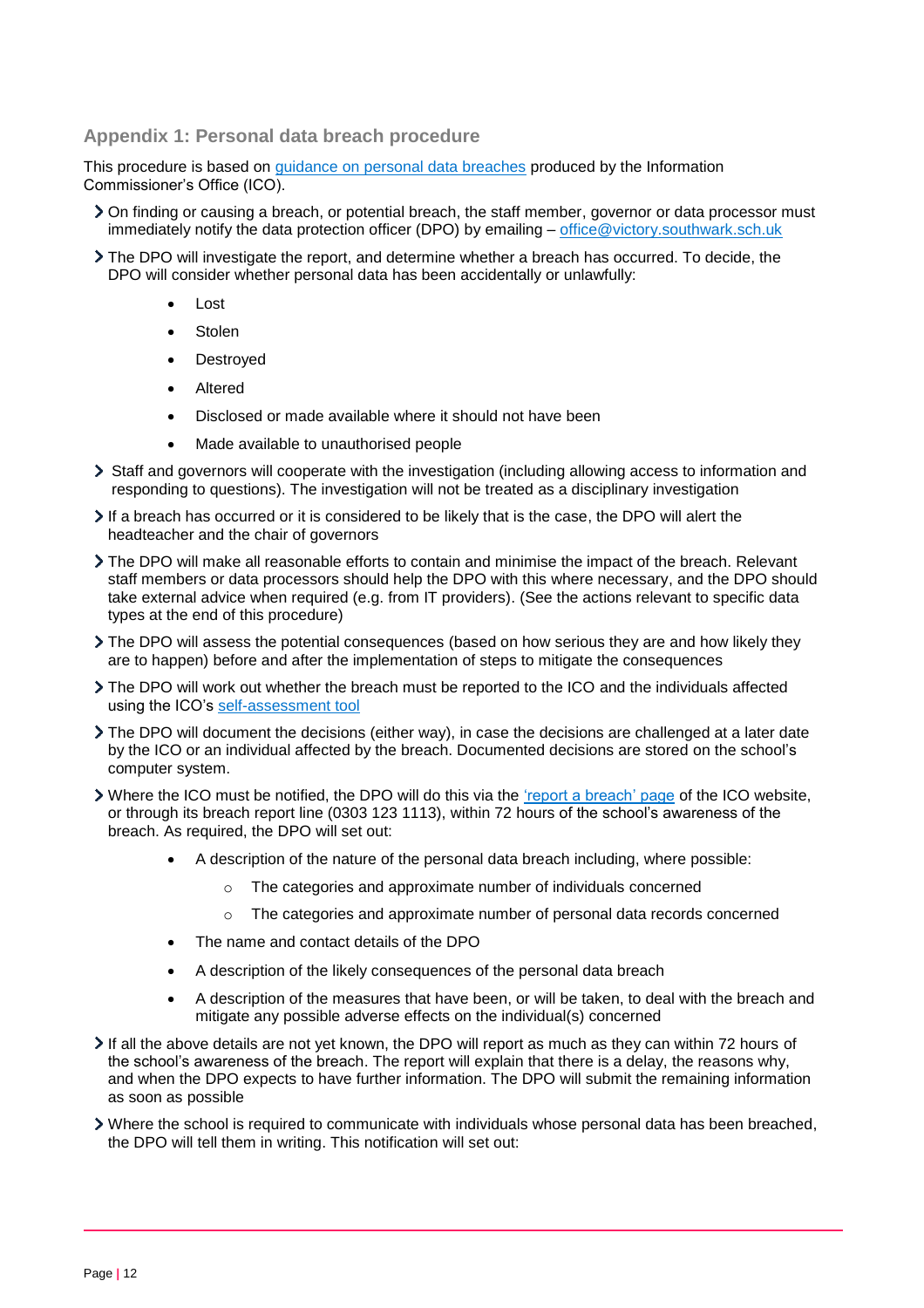## Appendix 1: Personal data breach procedure

This procedure is based on [guidance on personal data breaches](#) produced by the Information Commissioner's Office (ICO).

- On finding or causing a breach, or potential breach, the staff member, governor or data processor must immediately notify the data protection officer (DPO) by emailing – office@victory.southwark.sch.uk
- The DPO will investigate the report, and determine whether a breach has occurred. To decide, the DPO will consider whether personal data has been accidentally or unlawfully:
    - Lost
    - Stolen
    - Destroyed
    - Altered
    - Disclosed or made available where it should not have been
    - Made available to unauthorised people
- Staff and governors will cooperate with the investigation (including allowing access to information and responding to questions). The investigation will not be treated as a disciplinary investigation
- If a breach has occurred or it is considered to be likely that is the case, the DPO will alert the headteacher and the chair of governors
- The DPO will make all reasonable efforts to contain and minimise the impact of the breach. Relevant staff members or data processors should help the DPO with this where necessary, and the DPO should take external advice when required (e.g. from IT providers). (See the actions relevant to specific data types at the end of this procedure)
- The DPO will assess the potential consequences (based on how serious they are and how likely they are to happen) before and after the implementation of steps to mitigate the consequences
- The DPO will work out whether the breach must be reported to the ICO and the individuals affected using the ICO's self-assessment tool
- The DPO will document the decisions (either way), in case the decisions are challenged at a later date by the ICO or an individual affected by the breach. Documented decisions are stored on the school's computer system.
- Where the ICO must be notified, the DPO will do this via the 'report a breach' page of the ICO website, or through its breach report line (0303 123 1113), within 72 hours of the school's awareness of the breach. As required, the DPO will set out:
    - A description of the nature of the personal data breach including, where possible:
        - The categories and approximate number of individuals concerned
        - The categories and approximate number of personal data records concerned
    - The name and contact details of the DPO
    - A description of the likely consequences of the personal data breach
    - A description of the measures that have been, or will be taken, to deal with the breach and mitigate any possible adverse effects on the individual(s) concerned
- If all the above details are not yet known, the DPO will report as much as they can within 72 hours of the school's awareness of the breach. The report will explain that there is a delay, the reasons why, and when the DPO expects to have further information. The DPO will submit the remaining information as soon as possible
- Where the school is required to communicate with individuals whose personal data has been breached, the DPO will tell them in writing. This notification will set out: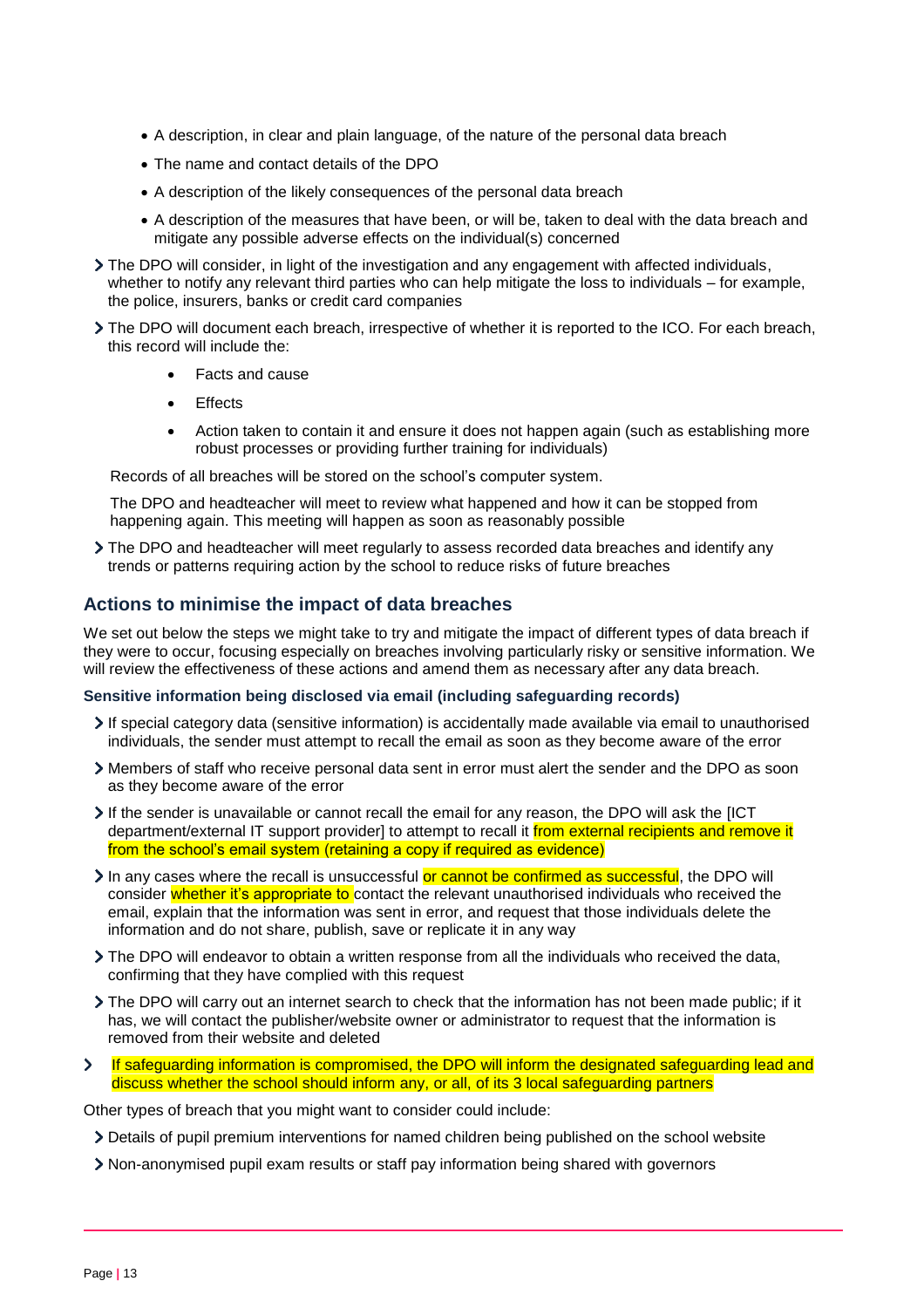- A description, in clear and plain language, of the nature of the personal data breach
  - The name and contact details of the DPO
  - A description of the likely consequences of the personal data breach
  - A description of the measures that have been, or will be, taken to deal with the data breach and mitigate any possible adverse effects on the individual(s) concerned
- The DPO will consider, in light of the investigation and any engagement with affected individuals, whether to notify any relevant third parties who can help mitigate the loss to individuals – for example, the police, insurers, banks or credit card companies
- The DPO will document each breach, irrespective of whether it is reported to the ICO. For each breach, this record will include the:
  - Facts and cause
  - Effects
  - Action taken to contain it and ensure it does not happen again (such as establishing more robust processes or providing further training for individuals)

  Records of all breaches will be stored on the school's computer system.

  The DPO and headteacher will meet to review what happened and how it can be stopped from happening again. This meeting will happen as soon as reasonably possible
- The DPO and headteacher will meet regularly to assess recorded data breaches and identify any trends or patterns requiring action by the school to reduce risks of future breaches

## Actions to minimise the impact of data breaches

We set out below the steps we might take to try and mitigate the impact of different types of data breach if they were to occur, focusing especially on breaches involving particularly risky or sensitive information. We will review the effectiveness of these actions and amend them as necessary after any data breach.

### Sensitive information being disclosed via email (including safeguarding records)

- If special category data (sensitive information) is accidentally made available via email to unauthorised individuals, the sender must attempt to recall the email as soon as they become aware of the error
- Members of staff who receive personal data sent in error must alert the sender and the DPO as soon as they become aware of the error
- If the sender is unavailable or cannot recall the email for any reason, the DPO will ask the [ICT department/external IT support provider] to attempt to recall it from external recipients and remove it from the school's email system (retaining a copy if required as evidence)
- In any cases where the recall is unsuccessful or cannot be confirmed as successful, the DPO will consider whether it's appropriate to contact the relevant unauthorised individuals who received the email, explain that the information was sent in error, and request that those individuals delete the information and do not share, publish, save or replicate it in any way
- The DPO will endeavor to obtain a written response from all the individuals who received the data, confirming that they have complied with this request
- The DPO will carry out an internet search to check that the information has not been made public; if it has, we will contact the publisher/website owner or administrator to request that the information is removed from their website and deleted
- If safeguarding information is compromised, the DPO will inform the designated safeguarding lead and discuss whether the school should inform any, or all, of its 3 local safeguarding partners

Other types of breach that you might want to consider could include:

- Details of pupil premium interventions for named children being published on the school website
- Non-anonymised pupil exam results or staff pay information being shared with governors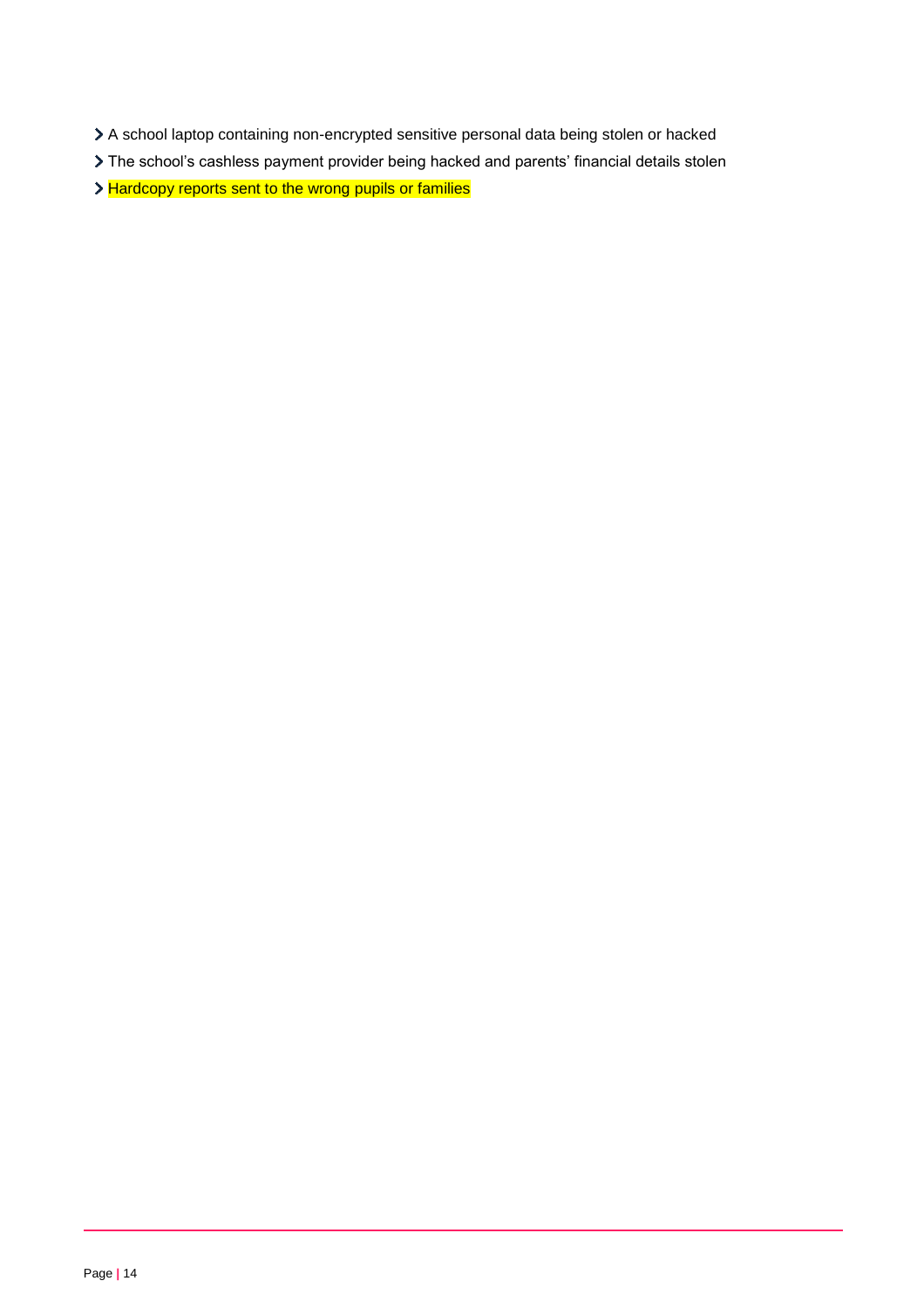- A school laptop containing non-encrypted sensitive personal data being stolen or hacked
- The school's cashless payment provider being hacked and parents' financial details stolen
- Hardcopy reports sent to the wrong pupils or families